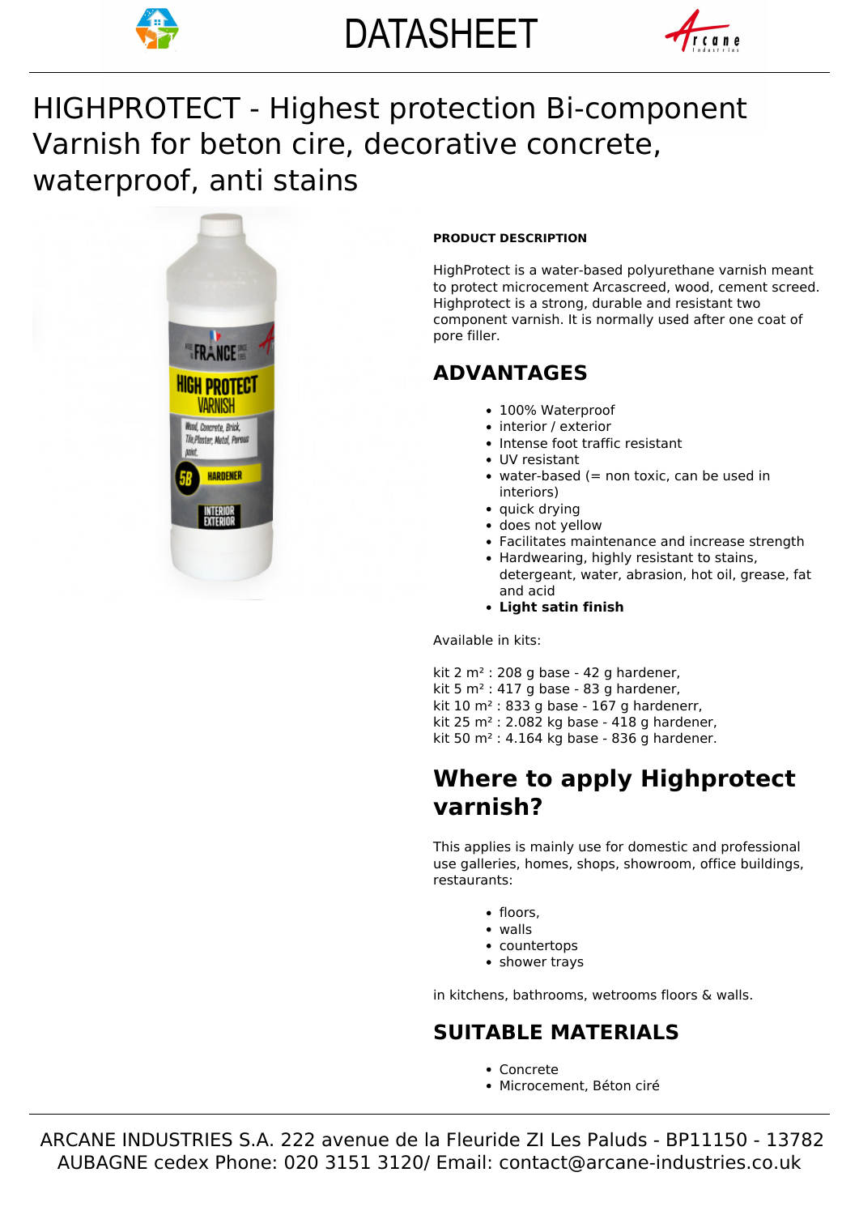# DATASHEET

# HIGHPROTECT - Highest protection Bi-component Varnish for beton cire, decorative concrete, waterproof, anti stains

**PRODUCT DESCRIPTION**

HighProtect is a water-based polyurethane varnish meant to protect microcement Arcascreed, wood, cement screed. Highprotect is a strong, durable and resistant two component varnish. It is normally used after one coat of pore filler.

## ADVANTAGES

- 100% Waterproof
- interior / exterior
- Intense foot traffic resistant
- UV resistant
- water-based (= non toxic, can be used in interiors)
- quick drying
- does not yellow
- Facilitates maintenance and increase strength
- Hardwearing, highly resistant to stains, detergeant, water, abrasion, hot oil, grease, fat and acid
- **Light satin finish**

Available in kits:

kit 2 m² : 208 g base - 42 g hardener,
kit 5 m² : 417 g base - 83 g hardener,
kit 10 m² : 833 g base - 167 g hardenerr,
kit 25 m² : 2.082 kg base - 418 g hardener,
kit 50 m² : 4.164 kg base - 836 g hardener.

## Where to apply Highprotect varnish?

This applies is mainly use for domestic and professional use galleries, homes, shops, showroom, office buildings, restaurants:

- floors,
- walls
- countertops
- shower trays

in kitchens, bathrooms, wetrooms floors & walls.

## SUITABLE MATERIALS

- Concrete
- Microcement, Béton ciré

ARCANE INDUSTRIES S.A. 222 avenue de la Fleuride ZI Les Paluds - BP11150 - 13782 AUBAGNE cedex Phone: 020 3151 3120/ Email: contact@arcane-industries.co.uk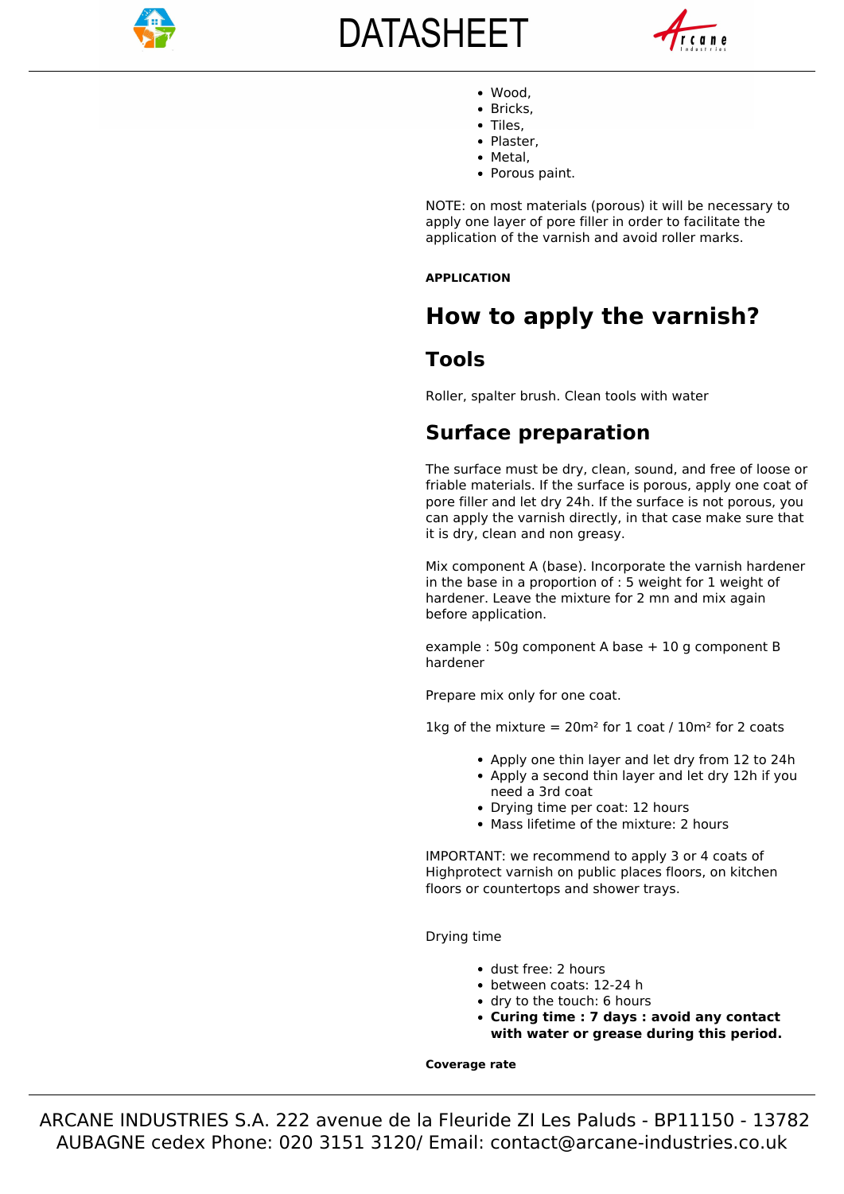- Wood,
- Bricks,
- Tiles,
- Plaster,
- Metal,
- Porous paint.

NOTE: on most materials (porous) it will be necessary to apply one layer of pore filler in order to facilitate the application of the varnish and avoid roller marks.

**APPLICATION**

# How to apply the varnish?

## Tools

Roller, spalter brush. Clean tools with water

## Surface preparation

The surface must be dry, clean, sound, and free of loose or friable materials. If the surface is porous, apply one coat of pore filler and let dry 24h. If the surface is not porous, you can apply the varnish directly, in that case make sure that it is dry, clean and non greasy.

Mix component A (base). Incorporate the varnish hardener in the base in a proportion of : 5 weight for 1 weight of hardener. Leave the mixture for 2 mn and mix again before application.

example : 50g component A base + 10 g component B hardener

Prepare mix only for one coat.

1kg of the mixture = 20m² for 1 coat / 10m² for 2 coats

- Apply one thin layer and let dry from 12 to 24h
- Apply a second thin layer and let dry 12h if you need a 3rd coat
- Drying time per coat: 12 hours
- Mass lifetime of the mixture: 2 hours

IMPORTANT: we recommend to apply 3 or 4 coats of Highprotect varnish on public places floors, on kitchen floors or countertops and shower trays.

Drying time

- dust free: 2 hours
- between coats: 12-24 h
- dry to the touch: 6 hours
- **Curing time : 7 days : avoid any contact with water or grease during this period.**

**Coverage rate**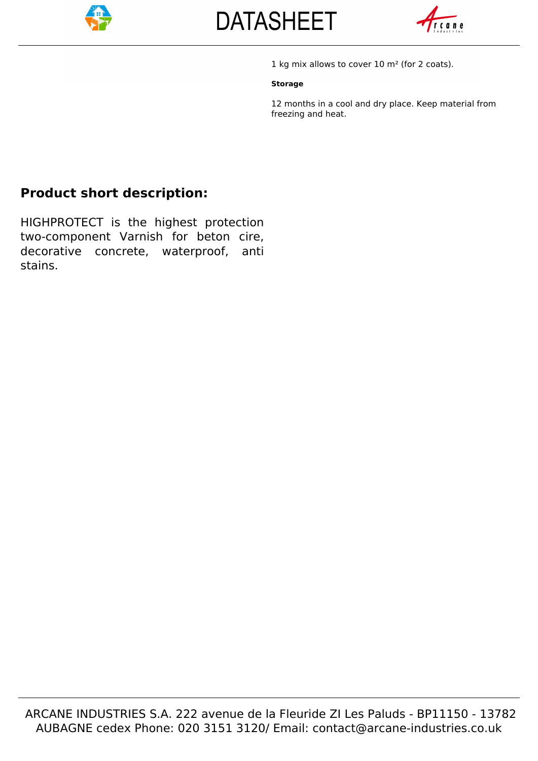1 kg mix allows to cover 10 m² (for 2 coats).

**Storage**

12 months in a cool and dry place. Keep material from freezing and heat.

## Product short description:

HIGHPROTECT is the highest protection two-component Varnish for beton cire, decorative concrete, waterproof, anti stains.

ARCANE INDUSTRIES S.A. 222 avenue de la Fleuride ZI Les Paluds - BP11150 - 13782 AUBAGNE cedex Phone: 020 3151 3120/ Email: contact@arcane-industries.co.uk